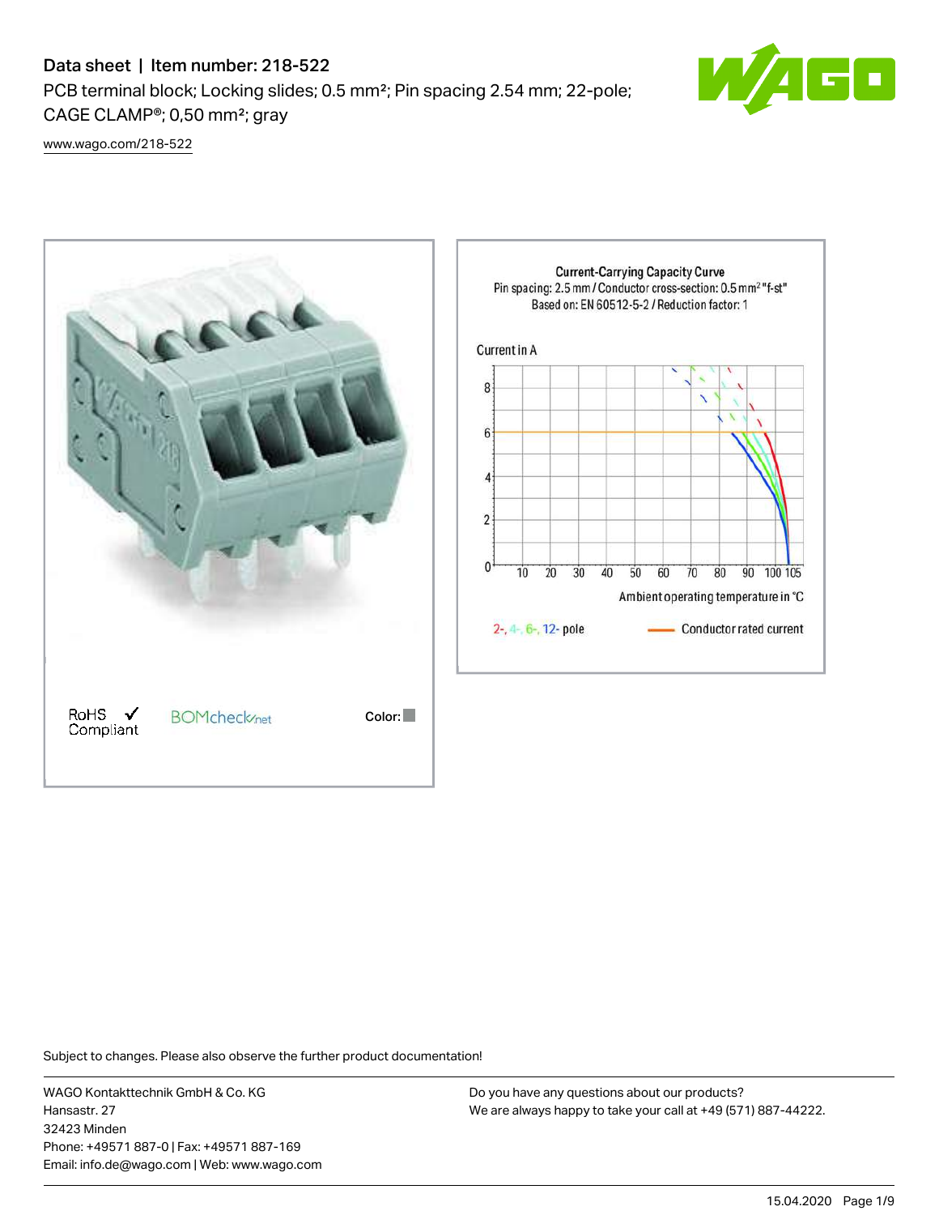# Data sheet | Item number: 218-522

PCB terminal block; Locking slides; 0.5 mm²; Pin spacing 2.54 mm; 22-pole; CAGE CLAMP®; 0,50 mm²; gray

www.wago.com/218-522

RoHS Compliant ✓

BOMcheck.net

Color:

Current-Carrying Capacity Curve
Pin spacing: 2.5 mm / Conductor cross-section: 0.5 mm² "f-st"
Based on: EN 60512-5-2 / Reduction factor: 1

Current in A

Ambient operating temperature in °C

2-, 4-, 6-, 12- pole

Conductor rated current

Subject to changes. Please also observe the further product documentation!

WAGO Kontakttechnik GmbH & Co. KG
Hansastr. 27
32423 Minden
Phone: +49571 887-0 | Fax: +49571 887-169
Email: info.de@wago.com | Web: www.wago.com

Do you have any questions about our products?
We are always happy to take your call at +49 (571) 887-44222.

15.04.2020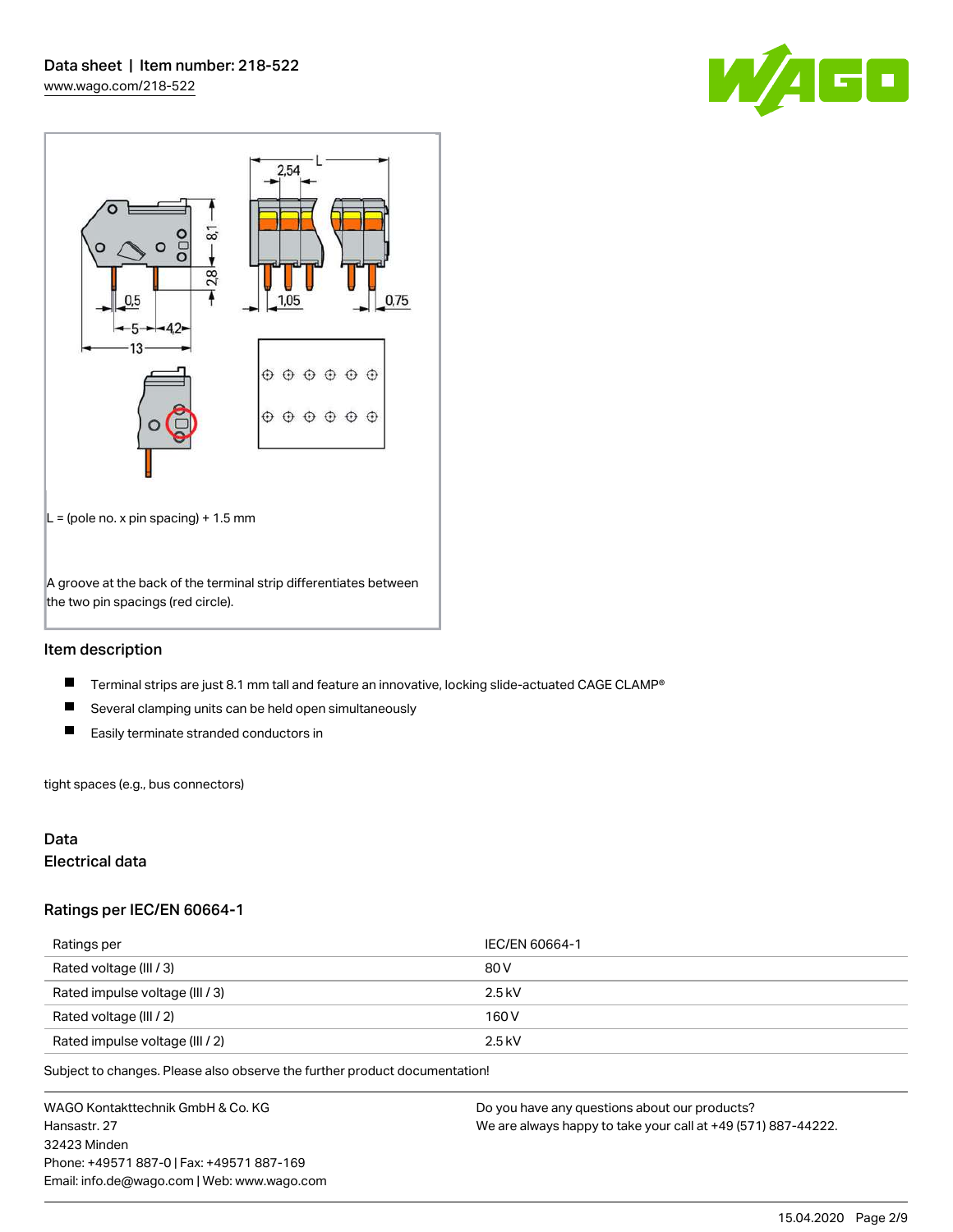L = (pole no. x pin spacing) + 1.5 mm

A groove at the back of the terminal strip differentiates between the two pin spacings (red circle).

## Item description

- Terminal strips are just 8.1 mm tall and feature an innovative, locking slide-actuated CAGE CLAMP®
- Several clamping units can be held open simultaneously
- Easily terminate stranded conductors in

tight spaces (e.g., bus connectors)

## Data

### Electrical data

### Ratings per IEC/EN 60664-1

| Ratings per | IEC/EN 60664-1 |
| --- | --- |
| Rated voltage (III / 3) | 80 V |
| Rated impulse voltage (III / 3) | 2.5 kV |
| Rated voltage (III / 2) | 160 V |
| Rated impulse voltage (III / 2) | 2.5 kV |

Subject to changes. Please also observe the further product documentation!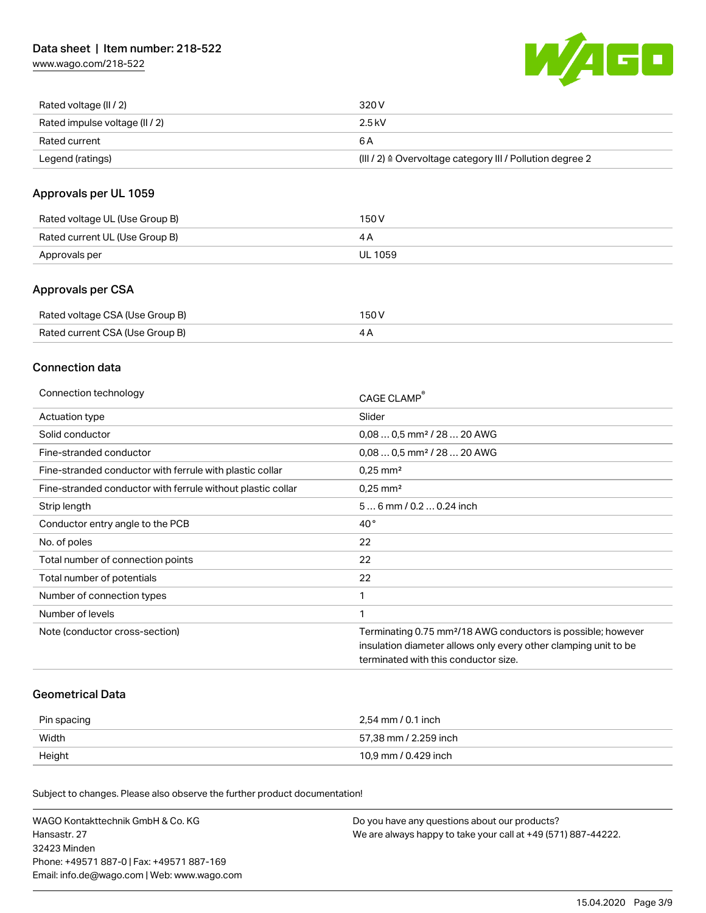| | |
|---|---|
| Rated voltage (II / 2) | 320 V |
| Rated impulse voltage (II / 2) | 2.5 kV |
| Rated current | 6 A |
| Legend (ratings) | (III / 2) ≙ Overvoltage category III / Pollution degree 2 |

## Approvals per UL 1059

| | |
|---|---|
| Rated voltage UL (Use Group B) | 150 V |
| Rated current UL (Use Group B) | 4 A |
| Approvals per | UL 1059 |

## Approvals per CSA

| | |
|---|---|
| Rated voltage CSA (Use Group B) | 150 V |
| Rated current CSA (Use Group B) | 4 A |

## Connection data

| | |
|---|---|
| Connection technology | CAGE CLAMP® |
| Actuation type | Slider |
| Solid conductor | 0,08 … 0,5 mm² / 28 … 20 AWG |
| Fine-stranded conductor | 0,08 … 0,5 mm² / 28 … 20 AWG |
| Fine-stranded conductor with ferrule with plastic collar | 0,25 mm² |
| Fine-stranded conductor with ferrule without plastic collar | 0,25 mm² |
| Strip length | 5 … 6 mm / 0.2 … 0.24 inch |
| Conductor entry angle to the PCB | 40 ° |
| No. of poles | 22 |
| Total number of connection points | 22 |
| Total number of potentials | 22 |
| Number of connection types | 1 |
| Number of levels | 1 |
| Note (conductor cross-section) | Terminating 0.75 mm²/18 AWG conductors is possible; however insulation diameter allows only every other clamping unit to be terminated with this conductor size. |

## Geometrical Data

| | |
|---|---|
| Pin spacing | 2,54 mm / 0.1 inch |
| Width | 57,38 mm / 2.259 inch |
| Height | 10,9 mm / 0.429 inch |

Subject to changes. Please also observe the further product documentation!

WAGO Kontakttechnik GmbH & Co. KG
Hansastr. 27
32423 Minden
Phone: +49571 887-0 | Fax: +49571 887-169
Email: info.de@wago.com | Web: www.wago.com

Do you have any questions about our products?
We are always happy to take your call at +49 (571) 887-44222.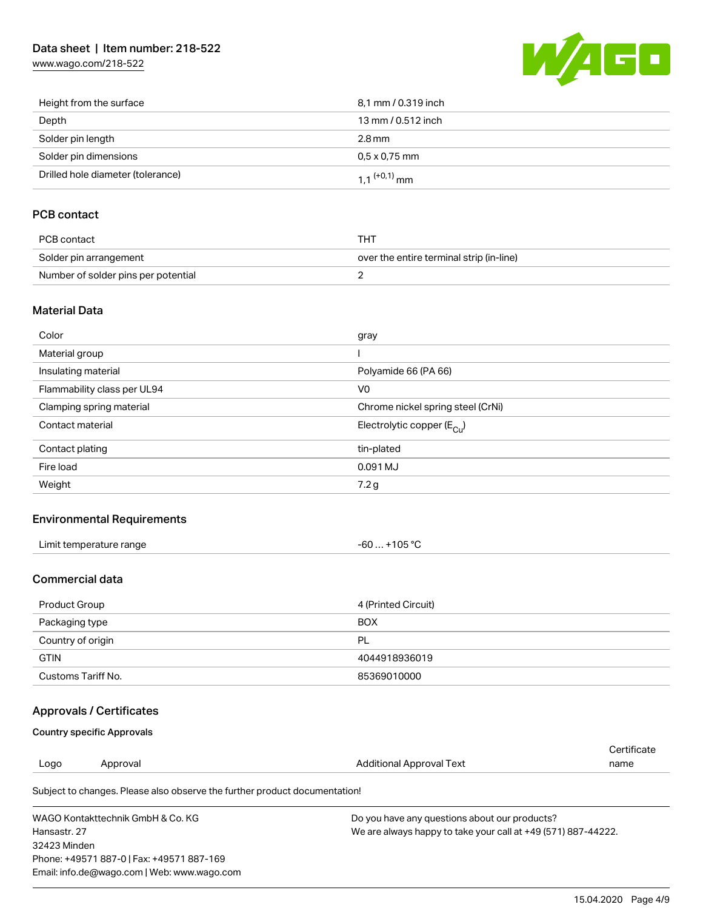| | |
|---|---|
| Height from the surface | 8,1 mm / 0.319 inch |
| Depth | 13 mm / 0.512 inch |
| Solder pin length | 2.8 mm |
| Solder pin dimensions | 0,5 x 0,75 mm |
| Drilled hole diameter (tolerance) | $1{,}1^{(+0{,}1)}$ mm |

## PCB contact

| | |
|---|---|
| PCB contact | THT |
| Solder pin arrangement | over the entire terminal strip (in-line) |
| Number of solder pins per potential | 2 |

## Material Data

| | |
|---|---|
| Color | gray |
| Material group | I |
| Insulating material | Polyamide 66 (PA 66) |
| Flammability class per UL94 | V0 |
| Clamping spring material | Chrome nickel spring steel (CrNi) |
| Contact material | Electrolytic copper ($E_{Cu}$) |
| Contact plating | tin-plated |
| Fire load | 0.091 MJ |
| Weight | 7.2 g |

## Environmental Requirements

| | |
|---|---|
| Limit temperature range | -60 … +105 °C |

## Commercial data

| | |
|---|---|
| Product Group | 4 (Printed Circuit) |
| Packaging type | BOX |
| Country of origin | PL |
| GTIN | 4044918936019 |
| Customs Tariff No. | 85369010000 |

## Approvals / Certificates

### Country specific Approvals

| Logo | Approval | Additional Approval Text | Certificate name |
|---|---|---|---|

Subject to changes. Please also observe the further product documentation!

WAGO Kontakttechnik GmbH & Co. KG
Hansastr. 27
32423 Minden
Phone: +49571 887-0 | Fax: +49571 887-169
Email: info.de@wago.com | Web: www.wago.com

Do you have any questions about our products?
We are always happy to take your call at +49 (571) 887-44222.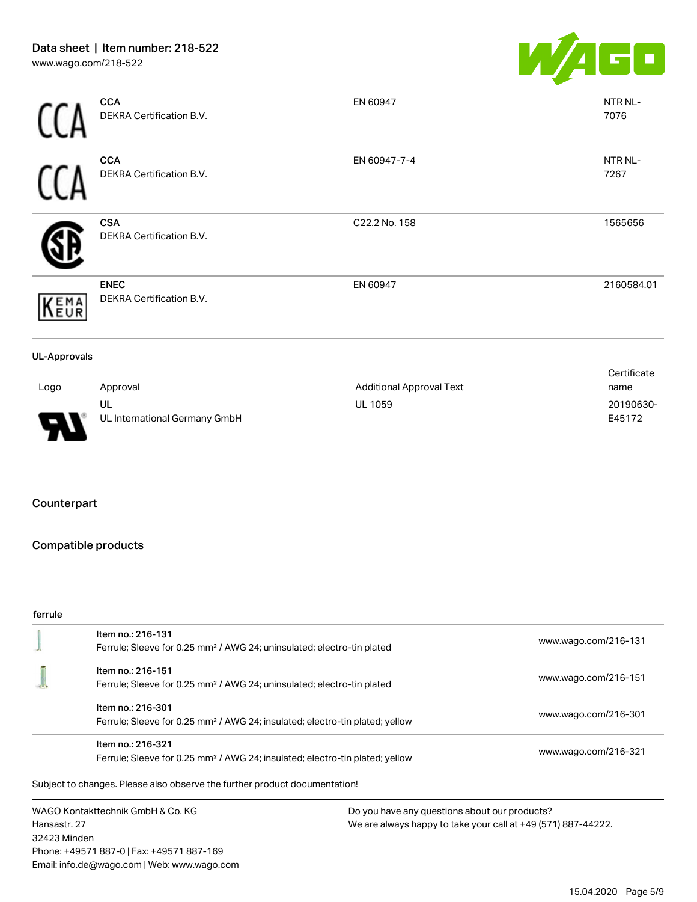| Logo | Approval | Additional Approval Text | Certificate name |
|---|---|---|---|
| | **CCA** DEKRA Certification B.V. | EN 60947 | NTR NL-7076 |
| | **CCA** DEKRA Certification B.V. | EN 60947-7-4 | NTR NL-7267 |
| | **CSA** DEKRA Certification B.V. | C22.2 No. 158 | 1565656 |
| | **ENEC** DEKRA Certification B.V. | EN 60947 | 2160584.01 |

**UL-Approvals**

| Logo | Approval | Additional Approval Text | Certificate name |
|---|---|---|---|
| | **UL** UL International Germany GmbH | UL 1059 | 20190630-E45172 |

## Counterpart

## Compatible products

ferrule

| | | |
|---|---|---|
| | Item no.: 216-131<br>Ferrule; Sleeve for 0.25 mm² / AWG 24; uninsulated; electro-tin plated | www.wago.com/216-131 |
| | Item no.: 216-151<br>Ferrule; Sleeve for 0.25 mm² / AWG 24; uninsulated; electro-tin plated | www.wago.com/216-151 |
| | Item no.: 216-301<br>Ferrule; Sleeve for 0.25 mm² / AWG 24; insulated; electro-tin plated; yellow | www.wago.com/216-301 |
| | Item no.: 216-321<br>Ferrule; Sleeve for 0.25 mm² / AWG 24; insulated; electro-tin plated; yellow | www.wago.com/216-321 |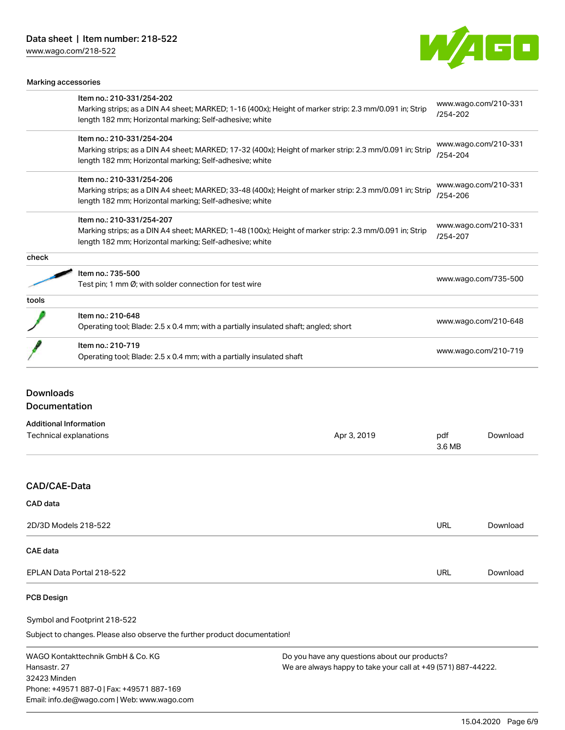### Marking accessories

| | Item | Link |
|---|---|---|
| | Item no.: 210-331/254-202<br>Marking strips; as a DIN A4 sheet; MARKED; 1-16 (400x); Height of marker strip: 2.3 mm/0.091 in; Strip length 182 mm; Horizontal marking; Self-adhesive; white | www.wago.com/210-331/254-202 |
| | Item no.: 210-331/254-204<br>Marking strips; as a DIN A4 sheet; MARKED; 17-32 (400x); Height of marker strip: 2.3 mm/0.091 in; Strip length 182 mm; Horizontal marking; Self-adhesive; white | www.wago.com/210-331/254-204 |
| | Item no.: 210-331/254-206<br>Marking strips; as a DIN A4 sheet; MARKED; 33-48 (400x); Height of marker strip: 2.3 mm/0.091 in; Strip length 182 mm; Horizontal marking; Self-adhesive; white | www.wago.com/210-331/254-206 |
| | Item no.: 210-331/254-207<br>Marking strips; as a DIN A4 sheet; MARKED; 1-48 (100x); Height of marker strip: 2.3 mm/0.091 in; Strip length 182 mm; Horizontal marking; Self-adhesive; white | www.wago.com/210-331/254-207 |

### check

| | Item | Link |
|---|---|---|
| | Item no.: 735-500<br>Test pin; 1 mm Ø; with solder connection for test wire | www.wago.com/735-500 |

### tools

| | Item | Link |
|---|---|---|
| | Item no.: 210-648<br>Operating tool; Blade: 2.5 x 0.4 mm; with a partially insulated shaft; angled; short | www.wago.com/210-648 |
| | Item no.: 210-719<br>Operating tool; Blade: 2.5 x 0.4 mm; with a partially insulated shaft | www.wago.com/210-719 |

## Downloads

## Documentation

### Additional Information

| | | | |
|---|---|---|---|
| Technical explanations | Apr 3, 2019 | pdf<br>3.6 MB | Download |

## CAD/CAE-Data

### CAD data

| | | |
|---|---|---|
| 2D/3D Models 218-522 | URL | Download |

### CAE data

| | | |
|---|---|---|
| EPLAN Data Portal 218-522 | URL | Download |

### PCB Design

Symbol and Footprint 218-522

Subject to changes. Please also observe the further product documentation!

WAGO Kontakttechnik GmbH & Co. KG
Hansastr. 27
32423 Minden
Phone: +49571 887-0 | Fax: +49571 887-169
Email: info.de@wago.com | Web: www.wago.com

Do you have any questions about our products?
We are always happy to take your call at +49 (571) 887-44222.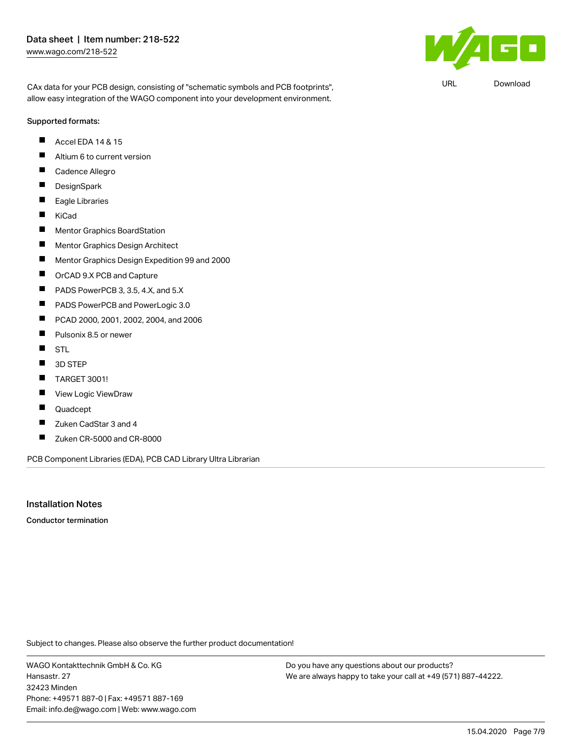CAx data for your PCB design, consisting of "schematic symbols and PCB footprints", allow easy integration of the WAGO component into your development environment.

URL Download

**Supported formats:**

- Accel EDA 14 & 15
- Altium 6 to current version
- Cadence Allegro
- DesignSpark
- Eagle Libraries
- KiCad
- Mentor Graphics BoardStation
- Mentor Graphics Design Architect
- Mentor Graphics Design Expedition 99 and 2000
- OrCAD 9.X PCB and Capture
- PADS PowerPCB 3, 3.5, 4.X, and 5.X
- PADS PowerPCB and PowerLogic 3.0
- PCAD 2000, 2001, 2002, 2004, and 2006
- Pulsonix 8.5 or newer
- STL
- 3D STEP
- TARGET 3001!
- View Logic ViewDraw
- Quadcept
- Zuken CadStar 3 and 4
- Zuken CR-5000 and CR-8000

PCB Component Libraries (EDA), PCB CAD Library Ultra Librarian

## Installation Notes

**Conductor termination**

Subject to changes. Please also observe the further product documentation!

WAGO Kontakttechnik GmbH & Co. KG
Hansastr. 27
32423 Minden
Phone: +49571 887-0 | Fax: +49571 887-169
Email: info.de@wago.com | Web: www.wago.com

Do you have any questions about our products?
We are always happy to take your call at +49 (571) 887-44222.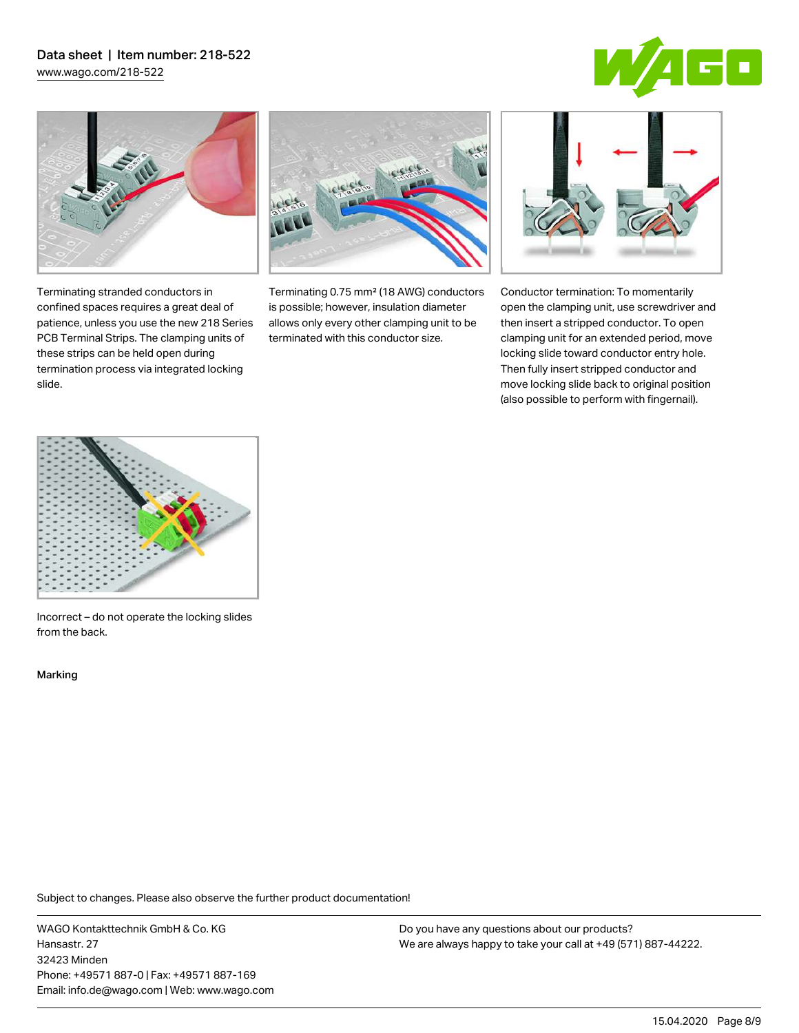Terminating stranded conductors in confined spaces requires a great deal of patience, unless you use the new 218 Series PCB Terminal Strips. The clamping units of these strips can be held open during termination process via integrated locking slide.

Terminating 0.75 mm² (18 AWG) conductors is possible; however, insulation diameter allows only every other clamping unit to be terminated with this conductor size.

Conductor termination: To momentarily open the clamping unit, use screwdriver and then insert a stripped conductor. To open clamping unit for an extended period, move locking slide toward conductor entry hole. Then fully insert stripped conductor and move locking slide back to original position (also possible to perform with fingernail).

Incorrect – do not operate the locking slides from the back.

Marking

Subject to changes. Please also observe the further product documentation!

WAGO Kontakttechnik GmbH & Co. KG
Hansastr. 27
32423 Minden
Phone: +49571 887-0 | Fax: +49571 887-169
Email: info.de@wago.com | Web: www.wago.com

Do you have any questions about our products?
We are always happy to take your call at +49 (571) 887-44222.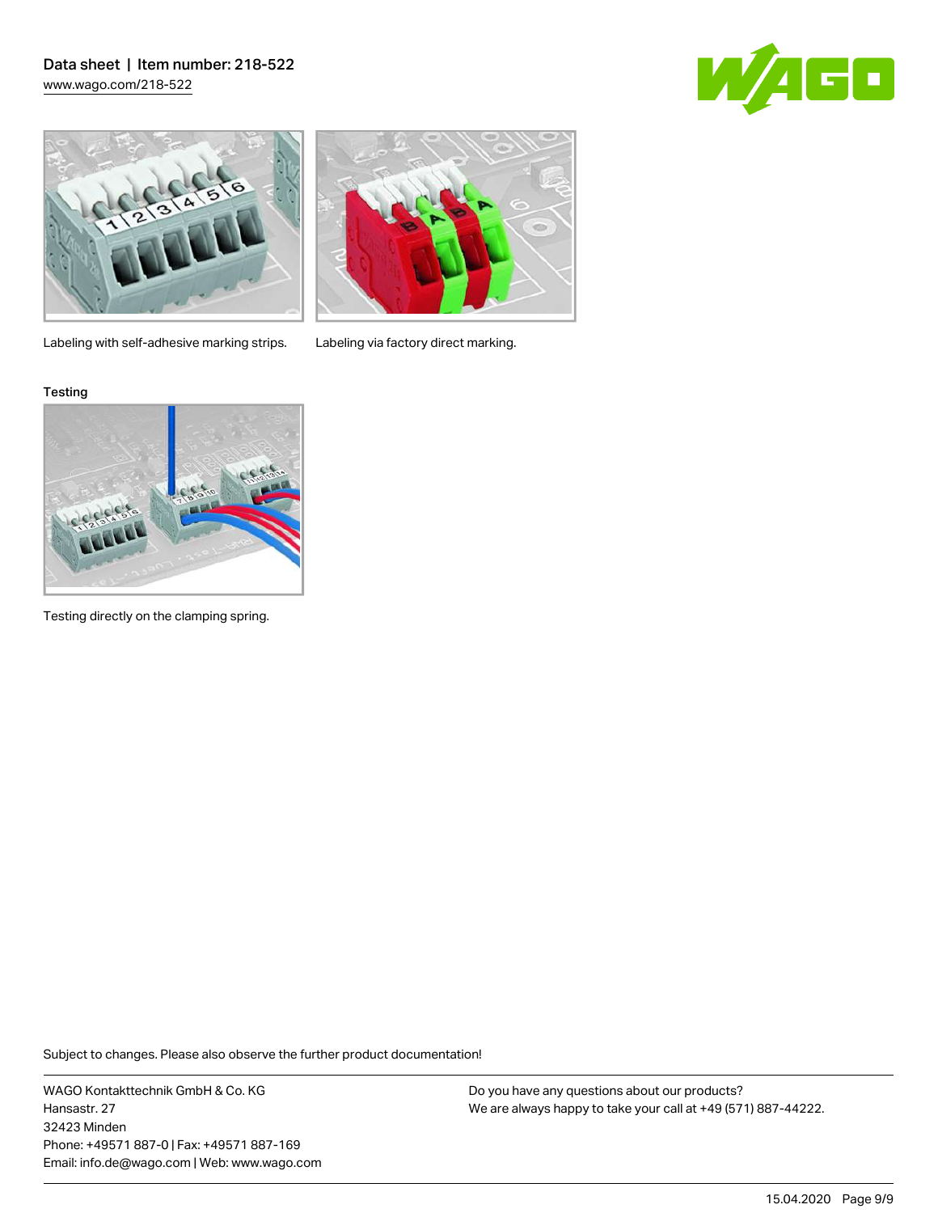Labeling with self-adhesive marking strips.

Labeling via factory direct marking.

## Testing

Testing directly on the clamping spring.

Subject to changes. Please also observe the further product documentation!

WAGO Kontakttechnik GmbH & Co. KG
Hansastr. 27
32423 Minden
Phone: +49571 887-0 | Fax: +49571 887-169
Email: info.de@wago.com | Web: www.wago.com

Do you have any questions about our products?
We are always happy to take your call at +49 (571) 887-44222.